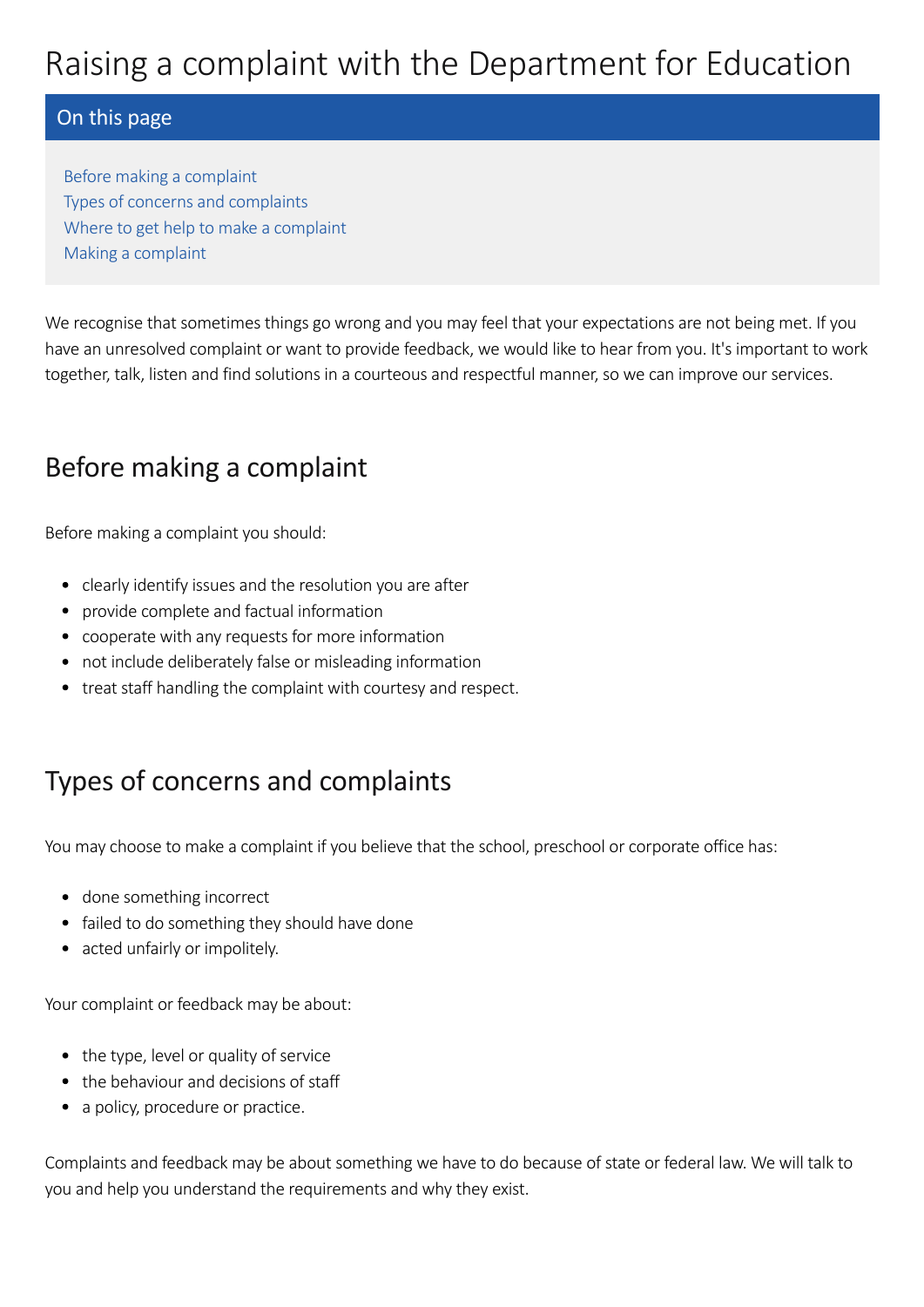# Raising a complaint with the Department for Education

## On this page

- Before making a complaint
- Types of concerns and complaints
- Where to get help to make a complaint
- Making a complaint

We recognise that sometimes things go wrong and you may feel that your expectations are not being met. If you have an unresolved complaint or want to provide feedback, we would like to hear from you. It's important to work together, talk, listen and find solutions in a courteous and respectful manner, so we can improve our services.

## Before making a complaint

Before making a complaint you should:

- clearly identify issues and the resolution you are after
- provide complete and factual information
- cooperate with any requests for more information
- not include deliberately false or misleading information
- treat staff handling the complaint with courtesy and respect.

## Types of concerns and complaints

You may choose to make a complaint if you believe that the school, preschool or corporate office has:

- done something incorrect
- failed to do something they should have done
- acted unfairly or impolitely.

Your complaint or feedback may be about:

- the type, level or quality of service
- the behaviour and decisions of staff
- a policy, procedure or practice.

Complaints and feedback may be about something we have to do because of state or federal law. We will talk to you and help you understand the requirements and why they exist.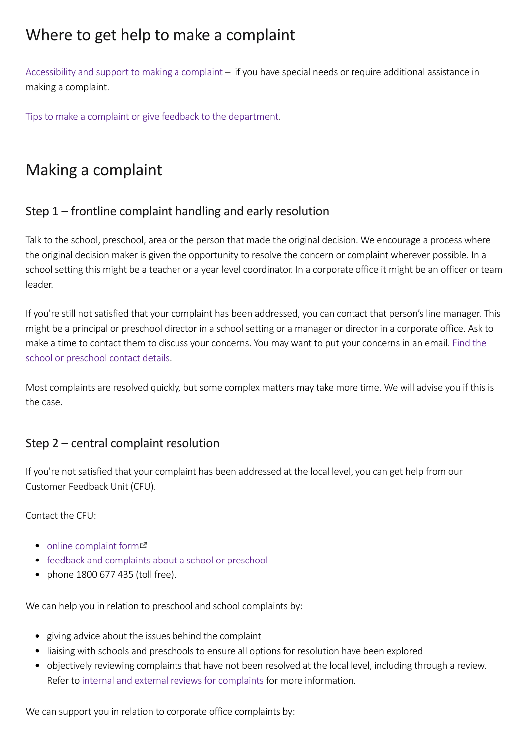## Where to get help to make a complaint

Accessibility and support to making a complaint – if you have special needs or require additional assistance in making a complaint.

Tips to make a complaint or give feedback to the department.

## Making a complaint

### Step 1 – frontline complaint handling and early resolution

Talk to the school, preschool, area or the person that made the original decision. We encourage a process where the original decision maker is given the opportunity to resolve the concern or complaint wherever possible. In a school setting this might be a teacher or a year level coordinator. In a corporate office it might be an officer or team leader.

If you're still not satisfied that your complaint has been addressed, you can contact that person's line manager. This might be a principal or preschool director in a school setting or a manager or director in a corporate office. Ask to make a time to contact them to discuss your concerns. You may want to put your concerns in an email. Find the school or preschool contact details.

Most complaints are resolved quickly, but some complex matters may take more time. We will advise you if this is the case.

### Step 2 – central complaint resolution

If you're not satisfied that your complaint has been addressed at the local level, you can get help from our Customer Feedback Unit (CFU).

Contact the CFU:

- online complaint form
- feedback and complaints about a school or preschool
- phone 1800 677 435 (toll free).

We can help you in relation to preschool and school complaints by:

- giving advice about the issues behind the complaint
- liaising with schools and preschools to ensure all options for resolution have been explored
- objectively reviewing complaints that have not been resolved at the local level, including through a review. Refer to internal and external reviews for complaints for more information.

We can support you in relation to corporate office complaints by: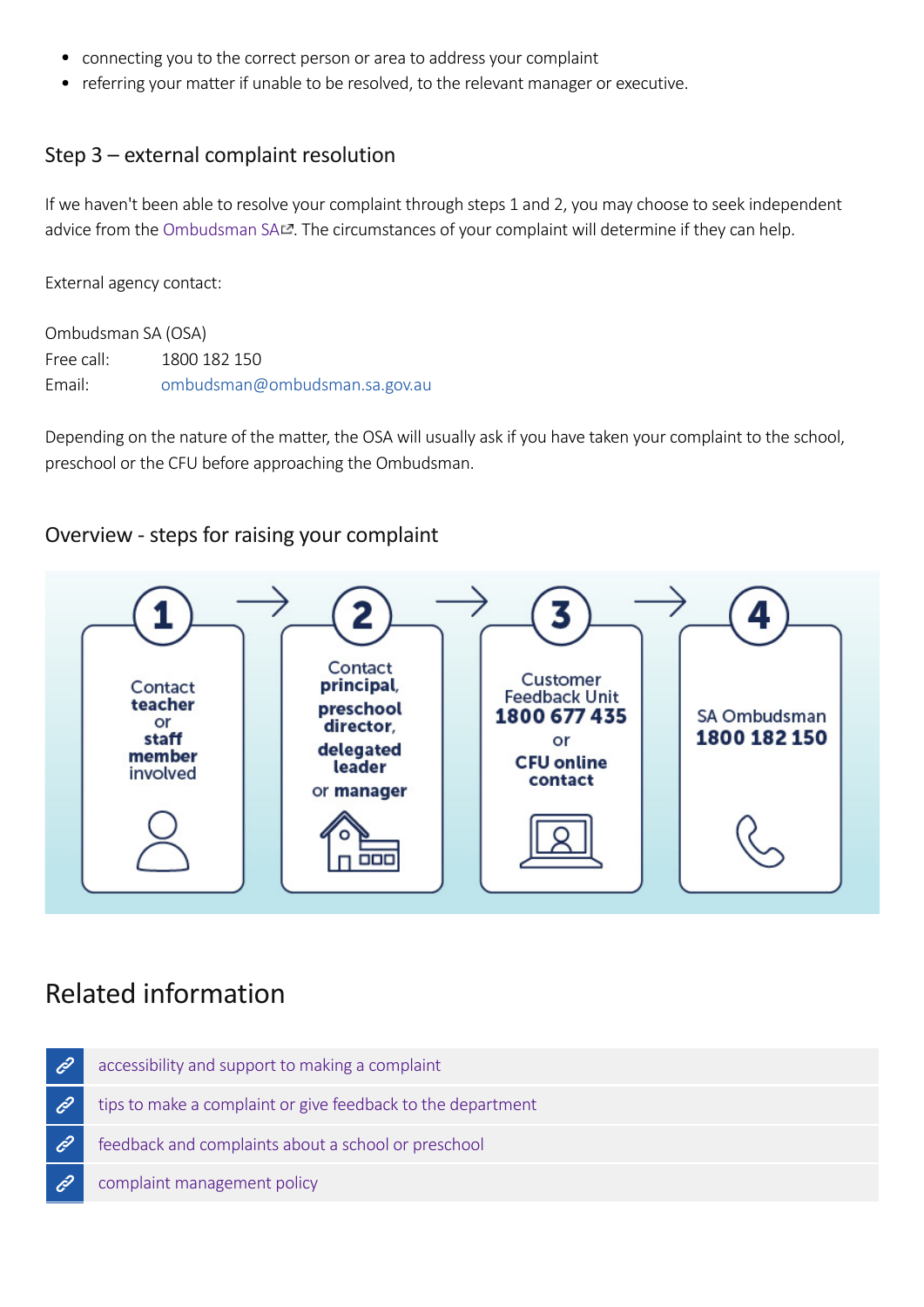- connecting you to the correct person or area to address your complaint
- referring your matter if unable to be resolved, to the relevant manager or executive.

### Step 3 – external complaint resolution

If we haven't been able to resolve your complaint through steps 1 and 2, you may choose to seek independent advice from the Ombudsman SA. The circumstances of your complaint will determine if they can help.

External agency contact:

Ombudsman SA (OSA)
Free call: 1800 182 150
Email: ombudsman@ombudsman.sa.gov.au

Depending on the nature of the matter, the OSA will usually ask if you have taken your complaint to the school, preschool or the CFU before approaching the Ombudsman.

### Overview - steps for raising your complaint

1 Contact **teacher** or **staff member** involved

→

2 Contact **principal**, **preschool director**, **delegated leader** or **manager**

→

3 Customer Feedback Unit **1800 677 435** or **CFU online contact**

→

4 SA Ombudsman **1800 182 150**

## Related information

- accessibility and support to making a complaint
- tips to make a complaint or give feedback to the department
- feedback and complaints about a school or preschool
- complaint management policy